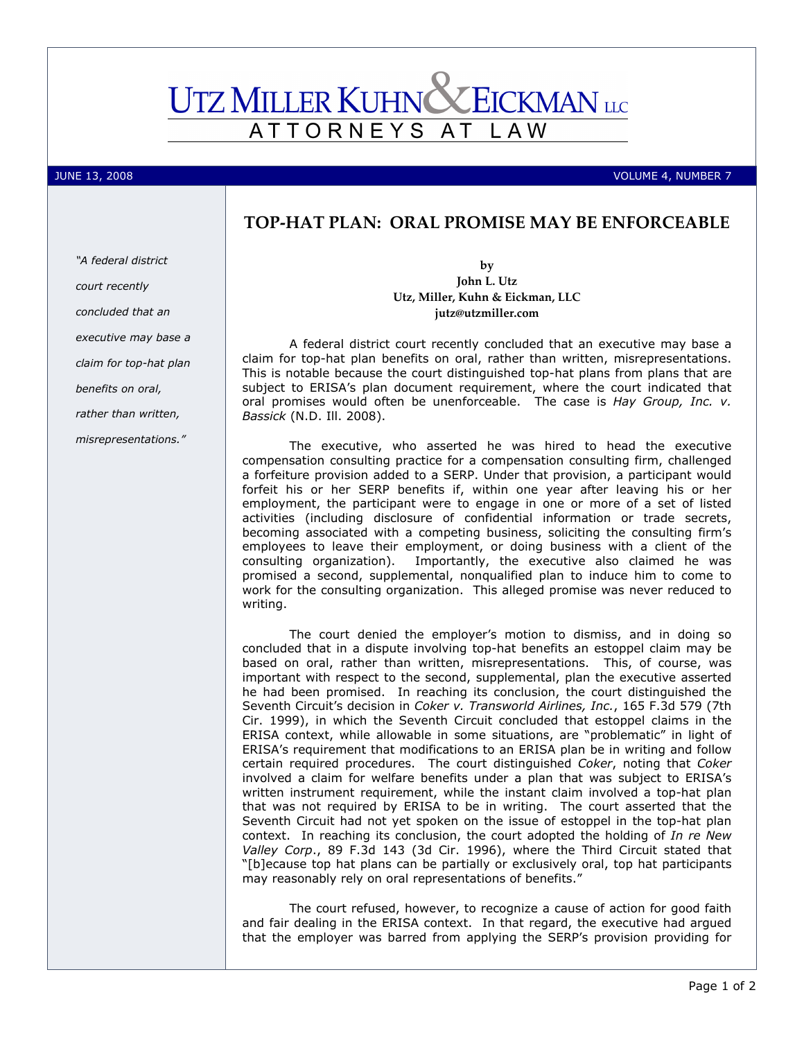# UTZ MILLER KUHN & EICKMAN LLC

ATTORNEYS AT LAW

JUNE 13, 2008 VOLUME 4, NUMBER 7

## TOP-HAT PLAN: ORAL PROMISE MAY BE ENFORCEABLE

*"A federal district court recently concluded that an executive may base a claim for top-hat plan benefits on oral, rather than written, misrepresentations."*

**by**
**John L. Utz**
**Utz, Miller, Kuhn & Eickman, LLC**
**jutz@utzmiller.com**

A federal district court recently concluded that an executive may base a claim for top-hat plan benefits on oral, rather than written, misrepresentations. This is notable because the court distinguished top-hat plans from plans that are subject to ERISA's plan document requirement, where the court indicated that oral promises would often be unenforceable. The case is *Hay Group, Inc. v. Bassick* (N.D. Ill. 2008).

The executive, who asserted he was hired to head the executive compensation consulting practice for a compensation consulting firm, challenged a forfeiture provision added to a SERP. Under that provision, a participant would forfeit his or her SERP benefits if, within one year after leaving his or her employment, the participant were to engage in one or more of a set of listed activities (including disclosure of confidential information or trade secrets, becoming associated with a competing business, soliciting the consulting firm's employees to leave their employment, or doing business with a client of the consulting organization). Importantly, the executive also claimed he was promised a second, supplemental, nonqualified plan to induce him to come to work for the consulting organization. This alleged promise was never reduced to writing.

The court denied the employer's motion to dismiss, and in doing so concluded that in a dispute involving top-hat benefits an estoppel claim may be based on oral, rather than written, misrepresentations. This, of course, was important with respect to the second, supplemental, plan the executive asserted he had been promised. In reaching its conclusion, the court distinguished the Seventh Circuit's decision in *Coker v. Transworld Airlines, Inc.*, 165 F.3d 579 (7th Cir. 1999), in which the Seventh Circuit concluded that estoppel claims in the ERISA context, while allowable in some situations, are "problematic" in light of ERISA's requirement that modifications to an ERISA plan be in writing and follow certain required procedures. The court distinguished *Coker*, noting that *Coker* involved a claim for welfare benefits under a plan that was subject to ERISA's written instrument requirement, while the instant claim involved a top-hat plan that was not required by ERISA to be in writing. The court asserted that the Seventh Circuit had not yet spoken on the issue of estoppel in the top-hat plan context. In reaching its conclusion, the court adopted the holding of *In re New Valley Corp.*, 89 F.3d 143 (3d Cir. 1996), where the Third Circuit stated that "[b]ecause top hat plans can be partially or exclusively oral, top hat participants may reasonably rely on oral representations of benefits."

The court refused, however, to recognize a cause of action for good faith and fair dealing in the ERISA context. In that regard, the executive had argued that the employer was barred from applying the SERP's provision providing for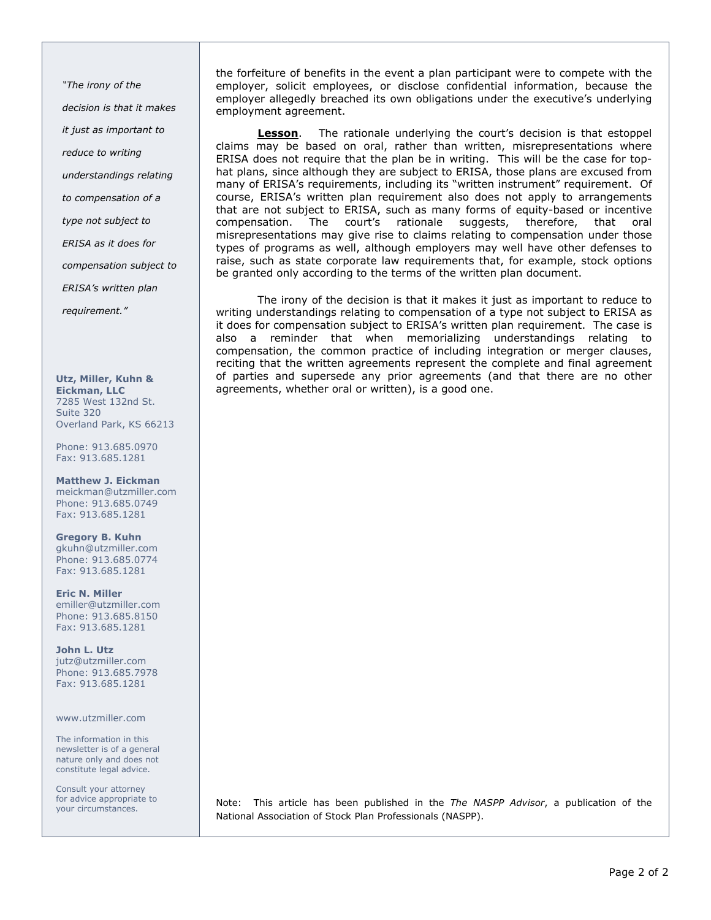the forfeiture of benefits in the event a plan participant were to compete with the employer, solicit employees, or disclose confidential information, because the employer allegedly breached its own obligations under the executive's underlying employment agreement.

**Lesson**. The rationale underlying the court's decision is that estoppel claims may be based on oral, rather than written, misrepresentations where ERISA does not require that the plan be in writing. This will be the case for top-hat plans, since although they are subject to ERISA, those plans are excused from many of ERISA's requirements, including its "written instrument" requirement. Of course, ERISA's written plan requirement also does not apply to arrangements that are not subject to ERISA, such as many forms of equity-based or incentive compensation. The court's rationale suggests, therefore, that oral misrepresentations may give rise to claims relating to compensation under those types of programs as well, although employers may well have other defenses to raise, such as state corporate law requirements that, for example, stock options be granted only according to the terms of the written plan document.

The irony of the decision is that it makes it just as important to reduce to writing understandings relating to compensation of a type not subject to ERISA as it does for compensation subject to ERISA's written plan requirement. The case is also a reminder that when memorializing understandings relating to compensation, the common practice of including integration or merger clauses, reciting that the written agreements represent the complete and final agreement of parties and supersede any prior agreements (and that there are no other agreements, whether oral or written), is a good one.

*"The irony of the decision is that it makes it just as important to reduce to writing understandings relating to compensation of a type not subject to ERISA as it does for compensation subject to ERISA's written plan requirement."*

**Utz, Miller, Kuhn & Eickman, LLC**
7285 West 132nd St.
Suite 320
Overland Park, KS 66213

Phone: 913.685.0970
Fax: 913.685.1281

**Matthew J. Eickman**
meickman@utzmiller.com
Phone: 913.685.0749
Fax: 913.685.1281

**Gregory B. Kuhn**
gkuhn@utzmiller.com
Phone: 913.685.0774
Fax: 913.685.1281

**Eric N. Miller**
emiller@utzmiller.com
Phone: 913.685.8150
Fax: 913.685.1281

**John L. Utz**
jutz@utzmiller.com
Phone: 913.685.7978
Fax: 913.685.1281

www.utzmiller.com

The information in this newsletter is of a general nature only and does not constitute legal advice.

Consult your attorney for advice appropriate to your circumstances.

Note: This article has been published in the *The NASPP Advisor*, a publication of the National Association of Stock Plan Professionals (NASPP).